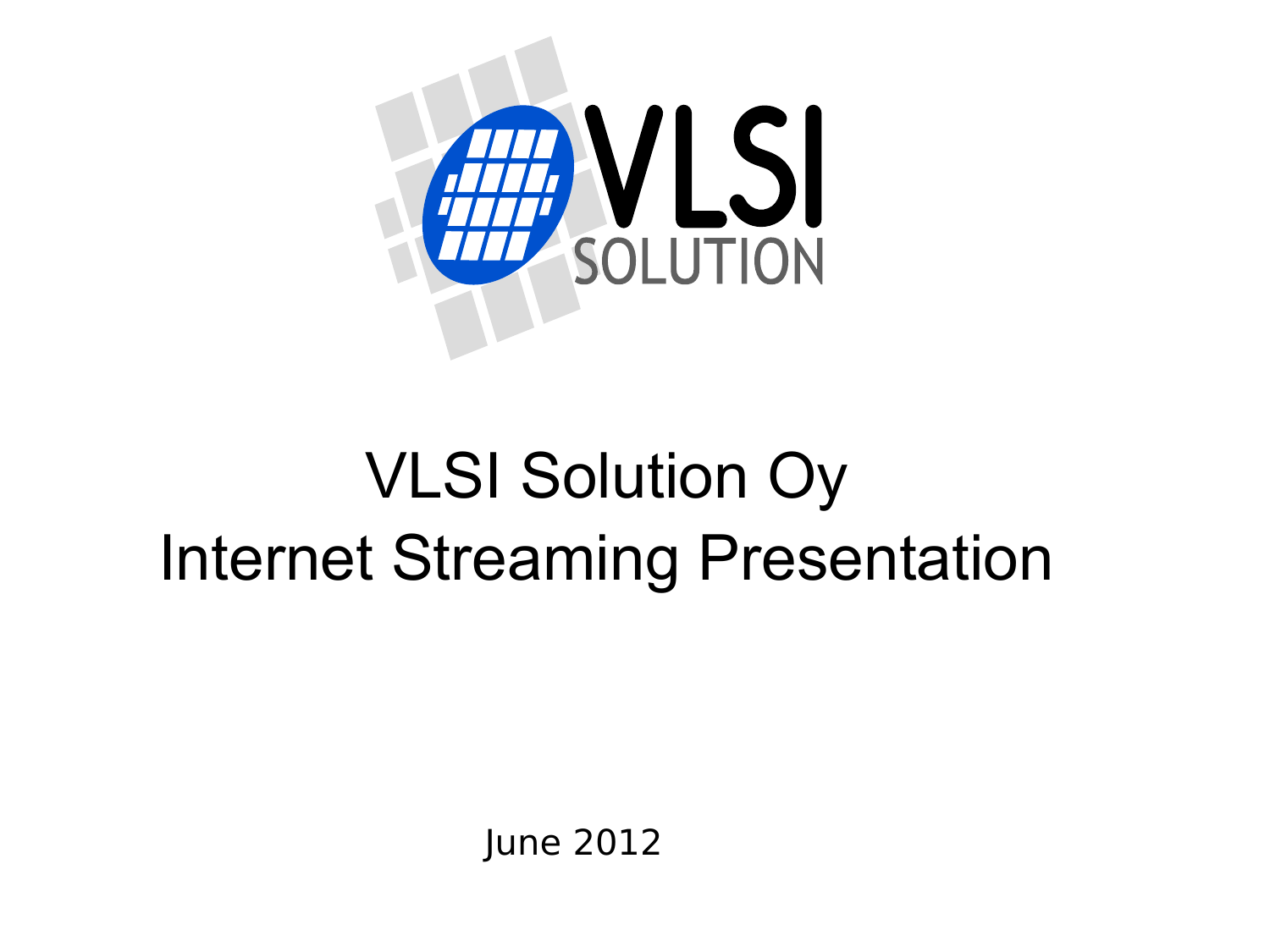VLSI SOLUTION

# VLSI Solution Oy
# Internet Streaming Presentation

June 2012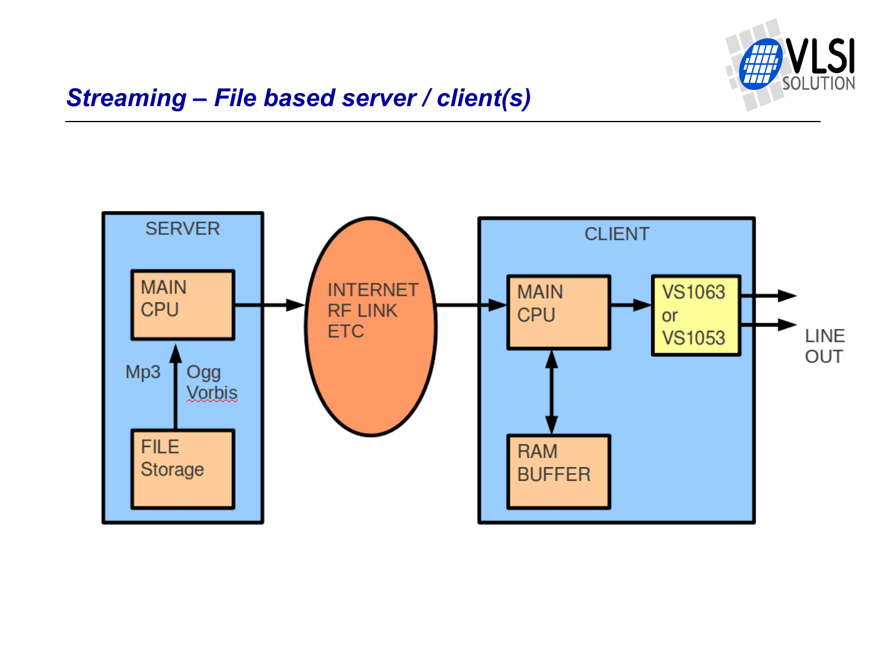# Streaming – File based server / client(s)

SERVER

MAIN CPU

Mp3 Ogg Vorbis

FILE Storage

INTERNET RF LINK ETC

CLIENT

MAIN CPU

VS1063 or VS1053

LINE OUT

RAM BUFFER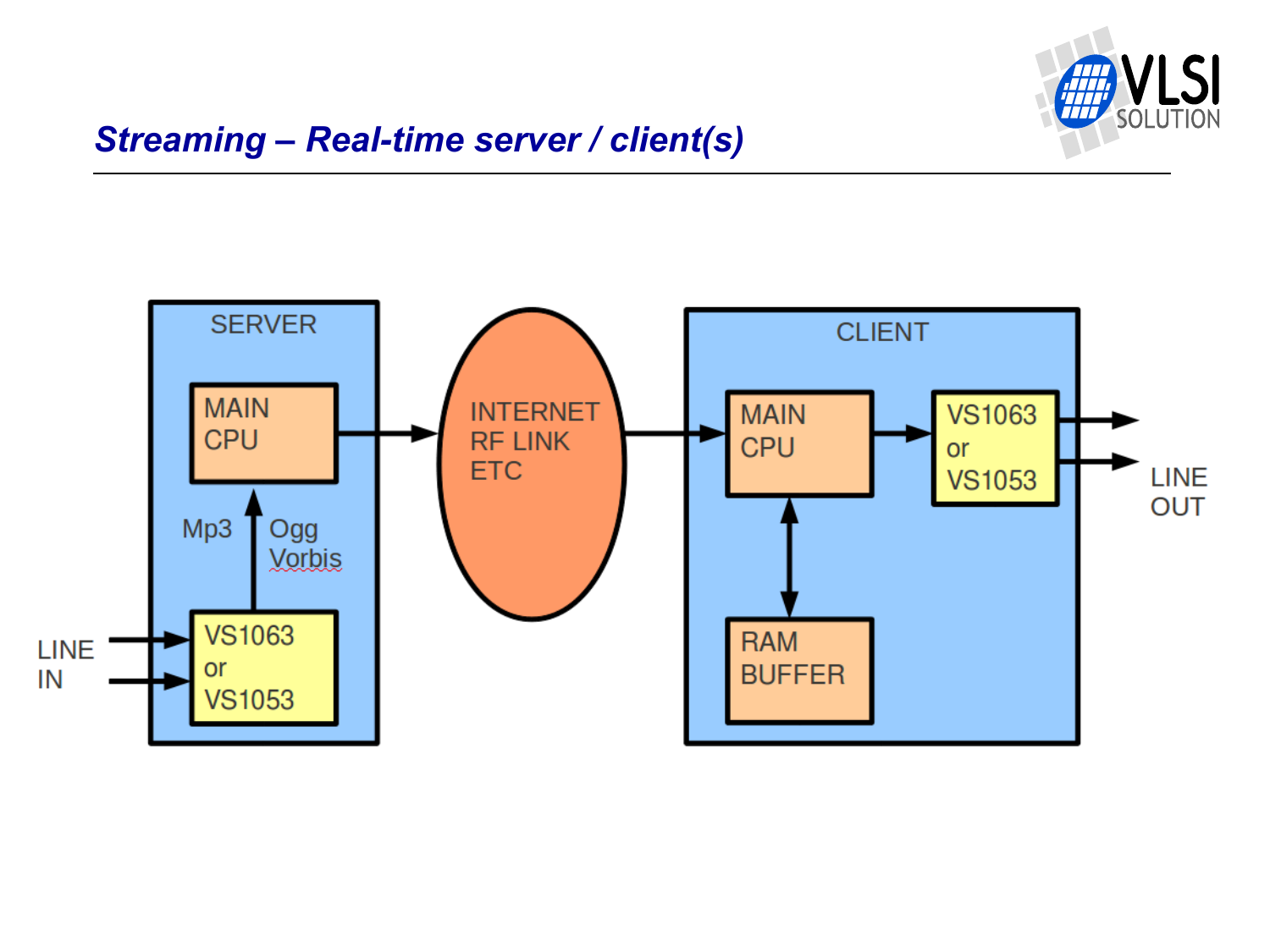# Streaming – Real-time server / client(s)

SERVER

MAIN CPU

Mp3 Ogg Vorbis

VS1063 or VS1053

LINE IN

INTERNET RF LINK ETC

CLIENT

MAIN CPU

VS1063 or VS1053

RAM BUFFER

LINE OUT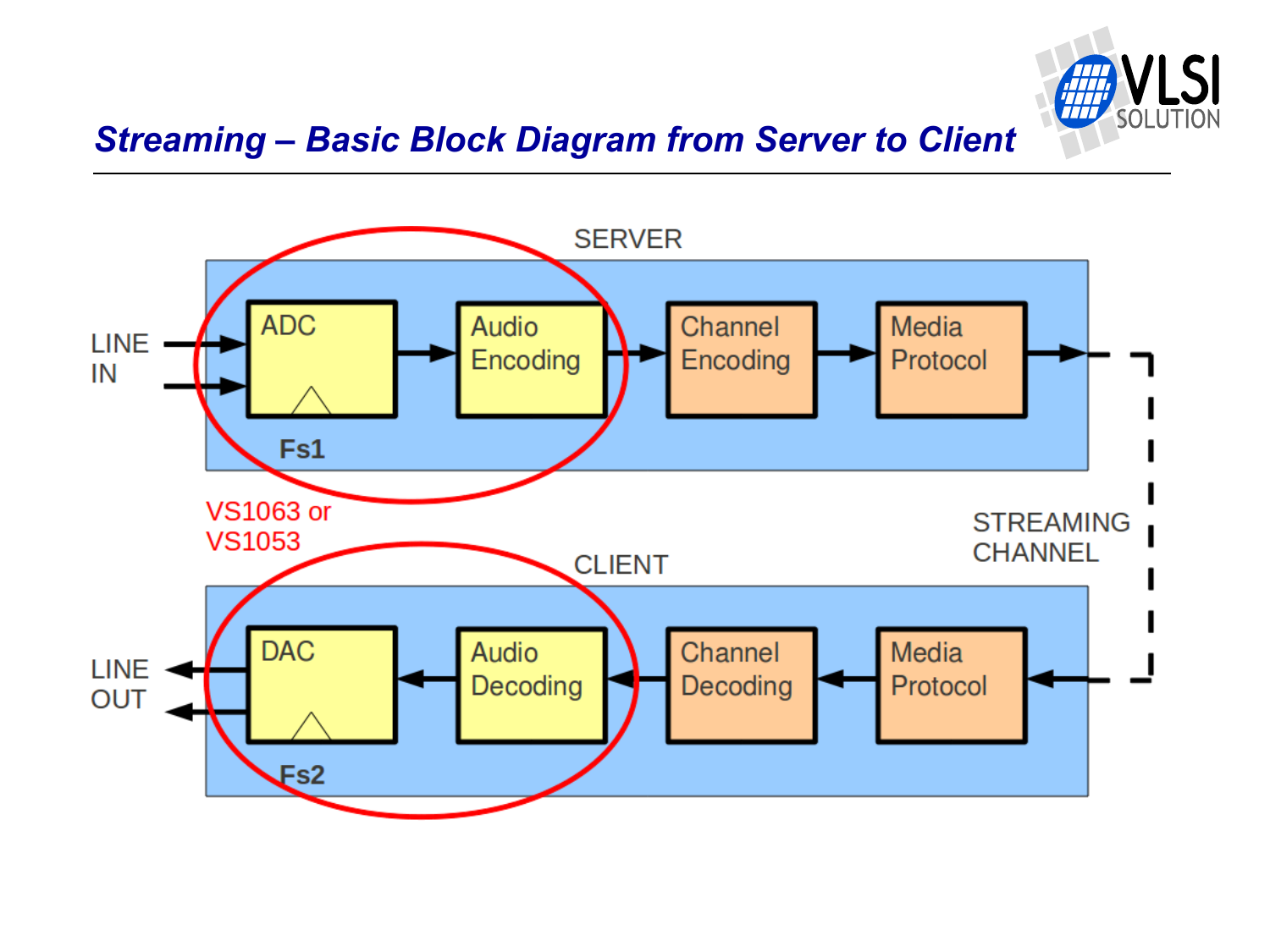# Streaming – Basic Block Diagram from Server to Client

SERVER

LINE IN → ADC (Fs1) → Audio Encoding → Channel Encoding → Media Protocol →

VS1063 or VS1053

STREAMING CHANNEL

CLIENT

LINE OUT ← DAC (Fs2) ← Audio Decoding ← Channel Decoding ← Media Protocol ←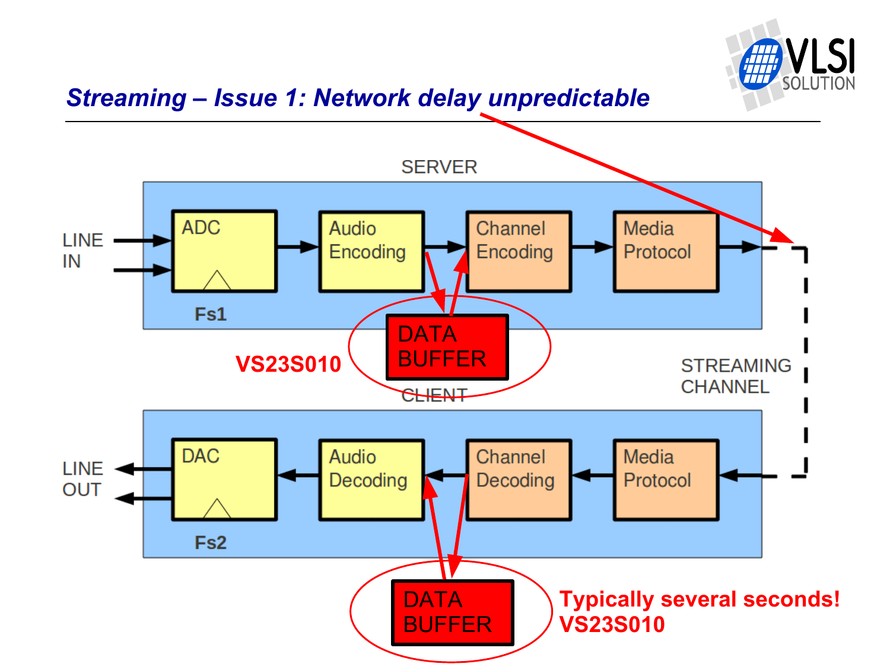## *Streaming – Issue 1: Network delay unpredictable*

SERVER

LINE IN → ADC (Fs1) → Audio Encoding → Channel Encoding → Media Protocol →

DATA BUFFER

VS23S010

STREAMING CHANNEL

CLIENT

LINE OUT ← DAC (Fs2) ← Audio Decoding ← Channel Decoding ← Media Protocol ←

DATA BUFFER

**Typically several seconds!**
**VS23S010**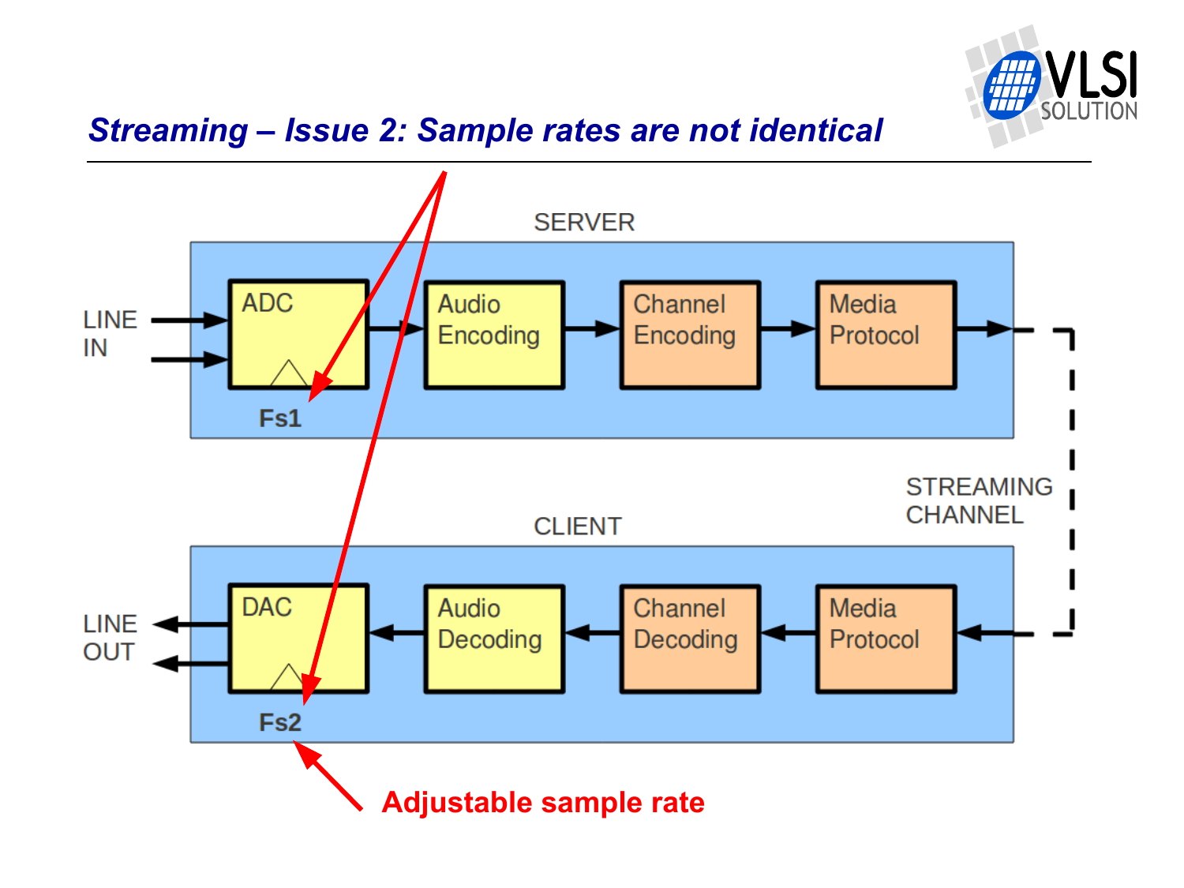## Streaming – Issue 2: Sample rates are not identical

SERVER

LINE IN → ADC (Fs1) → Audio Encoding → Channel Encoding → Media Protocol

STREAMING CHANNEL

CLIENT

Media Protocol → Channel Decoding → Audio Decoding → DAC (Fs2) → LINE OUT

**Adjustable sample rate**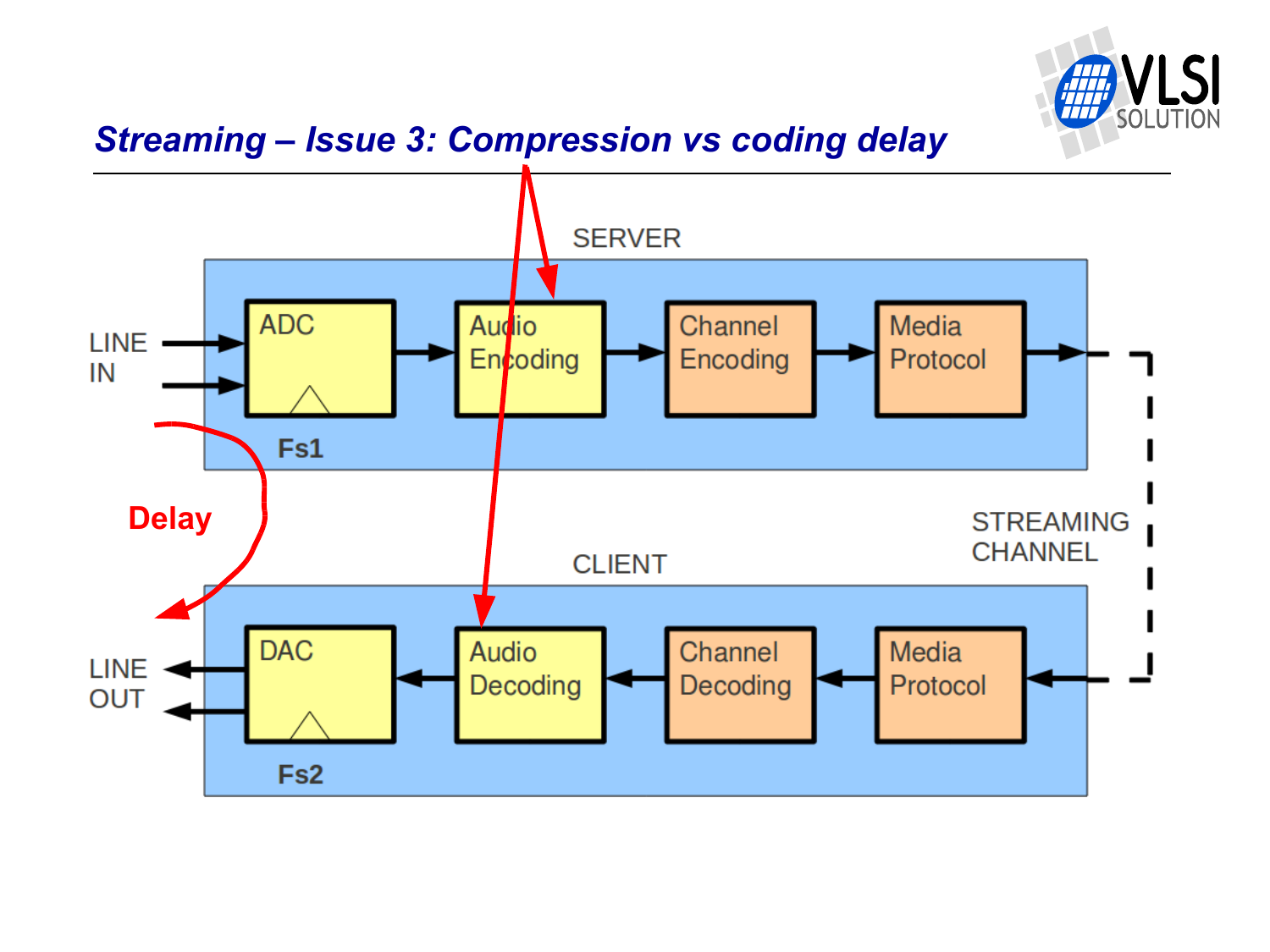## Streaming – Issue 3: Compression vs coding delay

SERVER

LINE IN → ADC (Fs1) → Audio Encoding → Channel Encoding → Media Protocol →

STREAMING CHANNEL

CLIENT

→ Media Protocol → Channel Decoding → Audio Decoding → DAC (Fs2) → LINE OUT

Delay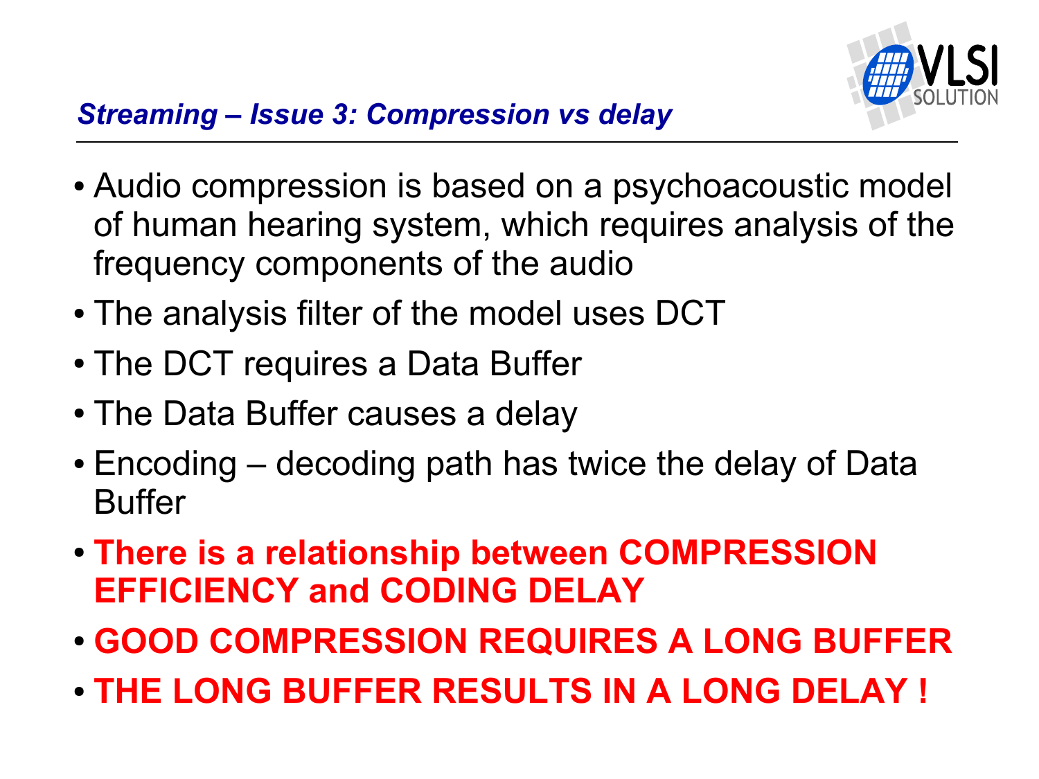## *Streaming – Issue 3: Compression vs delay*

- Audio compression is based on a psychoacoustic model of human hearing system, which requires analysis of the frequency components of the audio
- The analysis filter of the model uses DCT
- The DCT requires a Data Buffer
- The Data Buffer causes a delay
- Encoding – decoding path has twice the delay of Data Buffer
- **There is a relationship between COMPRESSION EFFICIENCY and CODING DELAY**
- **GOOD COMPRESSION REQUIRES A LONG BUFFER**
- **THE LONG BUFFER RESULTS IN A LONG DELAY !**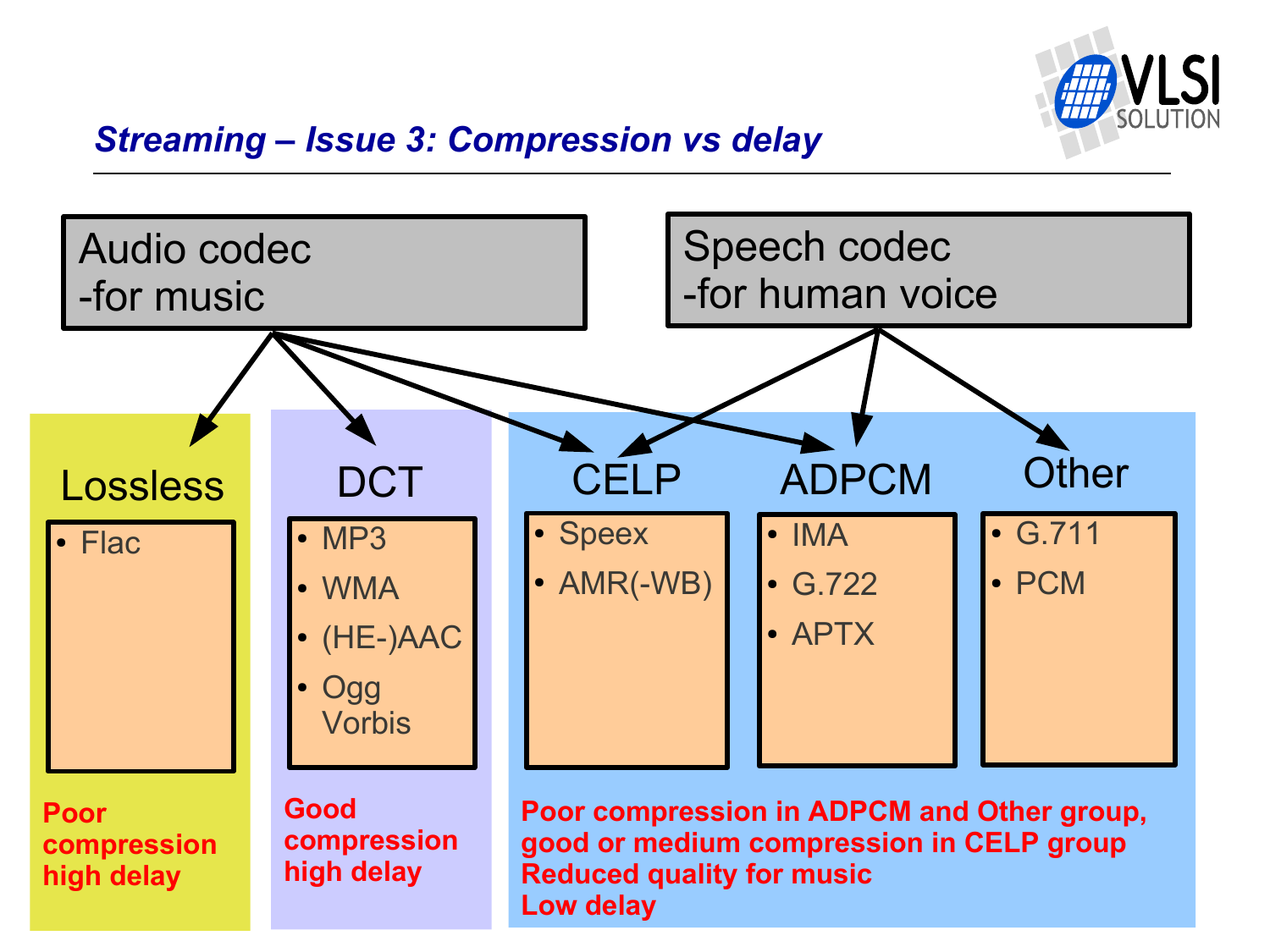## *Streaming – Issue 3: Compression vs delay*

**Audio codec**
-for music

**Speech codec**
-for human voice

### Lossless

- Flac

**Poor compression high delay**

### DCT

- MP3
- WMA
- (HE-)AAC
- Ogg Vorbis

**Good compression high delay**

### CELP

- Speex
- AMR(-WB)

### ADPCM

- IMA
- G.722
- APTX

### Other

- G.711
- PCM

**Poor compression in ADPCM and Other group, good or medium compression in CELP group**
**Reduced quality for music**
**Low delay**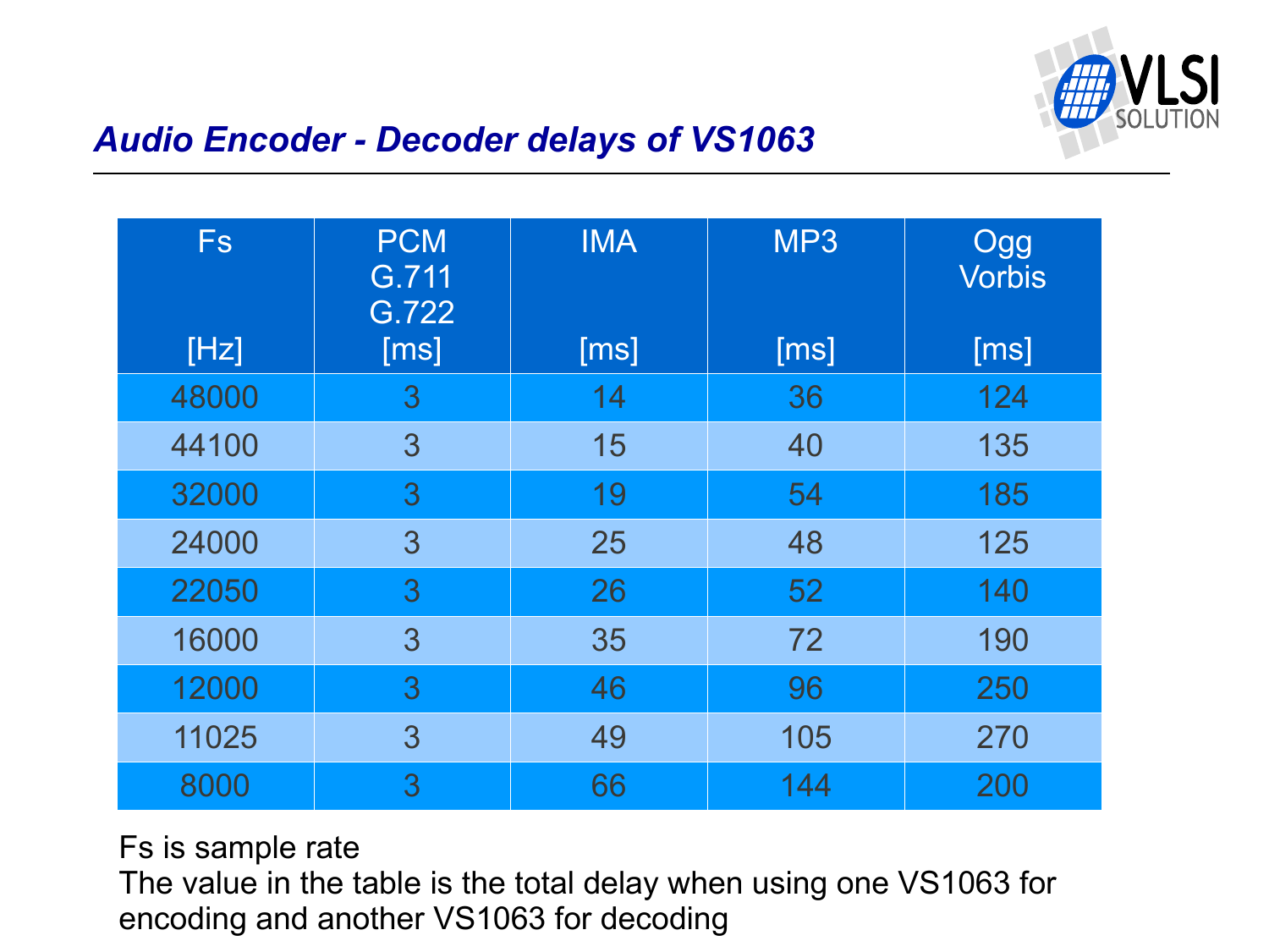## Audio Encoder - Decoder delays of VS1063

| Fs [Hz] | PCM G.711 G.722 [ms] | IMA [ms] | MP3 [ms] | Ogg Vorbis [ms] |
|---|---|---|---|---|
| 48000 | 3 | 14 | 36 | 124 |
| 44100 | 3 | 15 | 40 | 135 |
| 32000 | 3 | 19 | 54 | 185 |
| 24000 | 3 | 25 | 48 | 125 |
| 22050 | 3 | 26 | 52 | 140 |
| 16000 | 3 | 35 | 72 | 190 |
| 12000 | 3 | 46 | 96 | 250 |
| 11025 | 3 | 49 | 105 | 270 |
| 8000 | 3 | 66 | 144 | 200 |

Fs is sample rate
The value in the table is the total delay when using one VS1063 for encoding and another VS1063 for decoding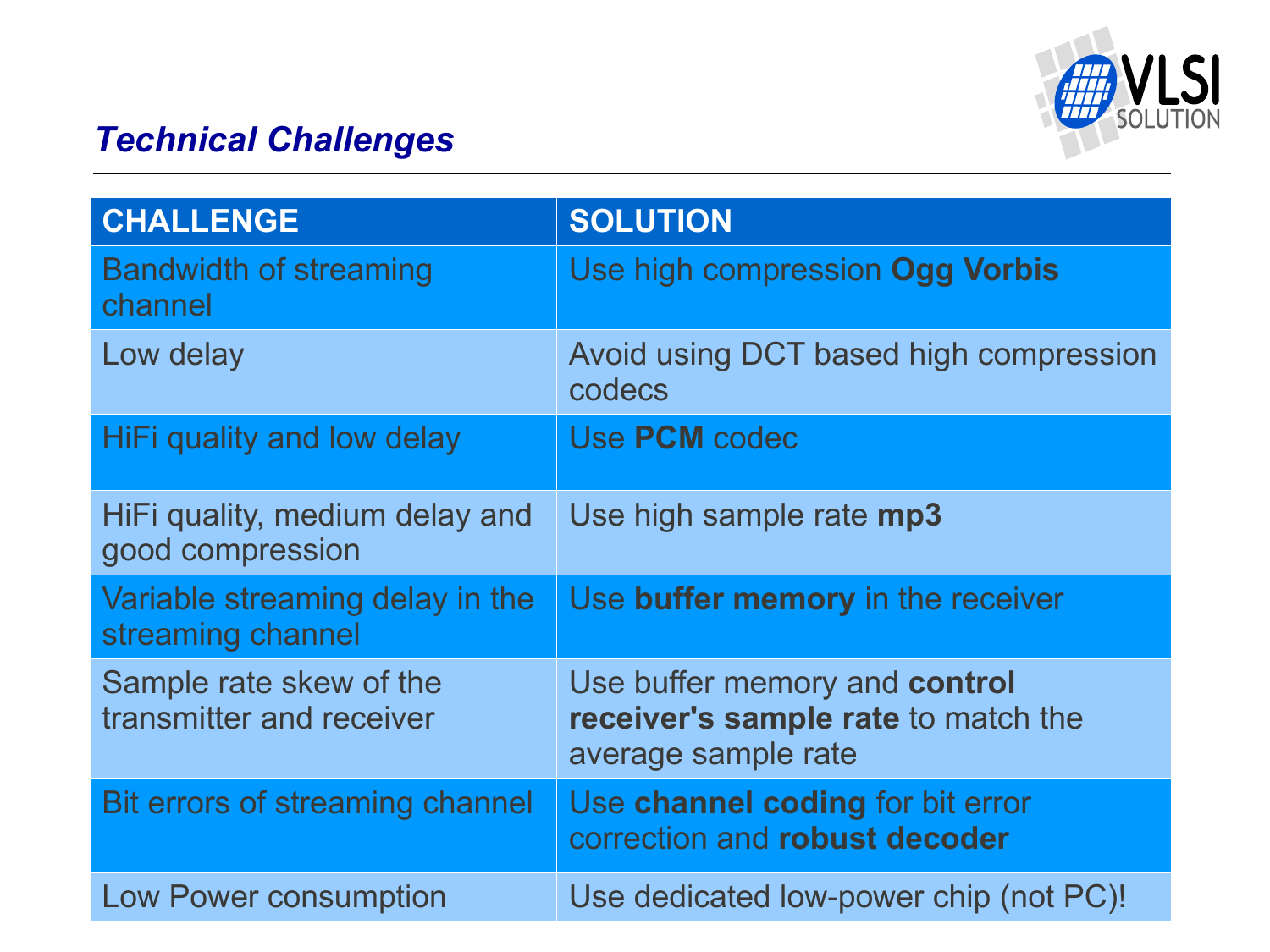## *Technical Challenges*

| CHALLENGE | SOLUTION |
|---|---|
| Bandwidth of streaming channel | Use high compression **Ogg Vorbis** |
| Low delay | Avoid using DCT based high compression codecs |
| HiFi quality and low delay | Use **PCM** codec |
| HiFi quality, medium delay and good compression | Use high sample rate **mp3** |
| Variable streaming delay in the streaming channel | Use **buffer memory** in the receiver |
| Sample rate skew of the transmitter and receiver | Use buffer memory and **control receiver's sample rate** to match the average sample rate |
| Bit errors of streaming channel | Use **channel coding** for bit error correction and **robust decoder** |
| Low Power consumption | Use dedicated low-power chip (not PC)! |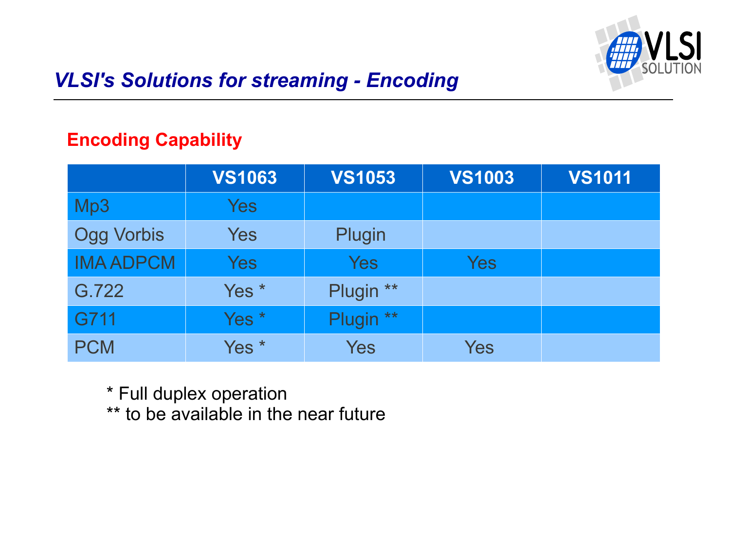# VLSI's Solutions for streaming - Encoding

## Encoding Capability

| | VS1063 | VS1053 | VS1003 | VS1011 |
|---|---|---|---|---|
| Mp3 | Yes | | | |
| Ogg Vorbis | Yes | Plugin | | |
| IMA ADPCM | Yes | Yes | Yes | |
| G.722 | Yes * | Plugin ** | | |
| G711 | Yes * | Plugin ** | | |
| PCM | Yes * | Yes | Yes | |

* Full duplex operation

** to be available in the near future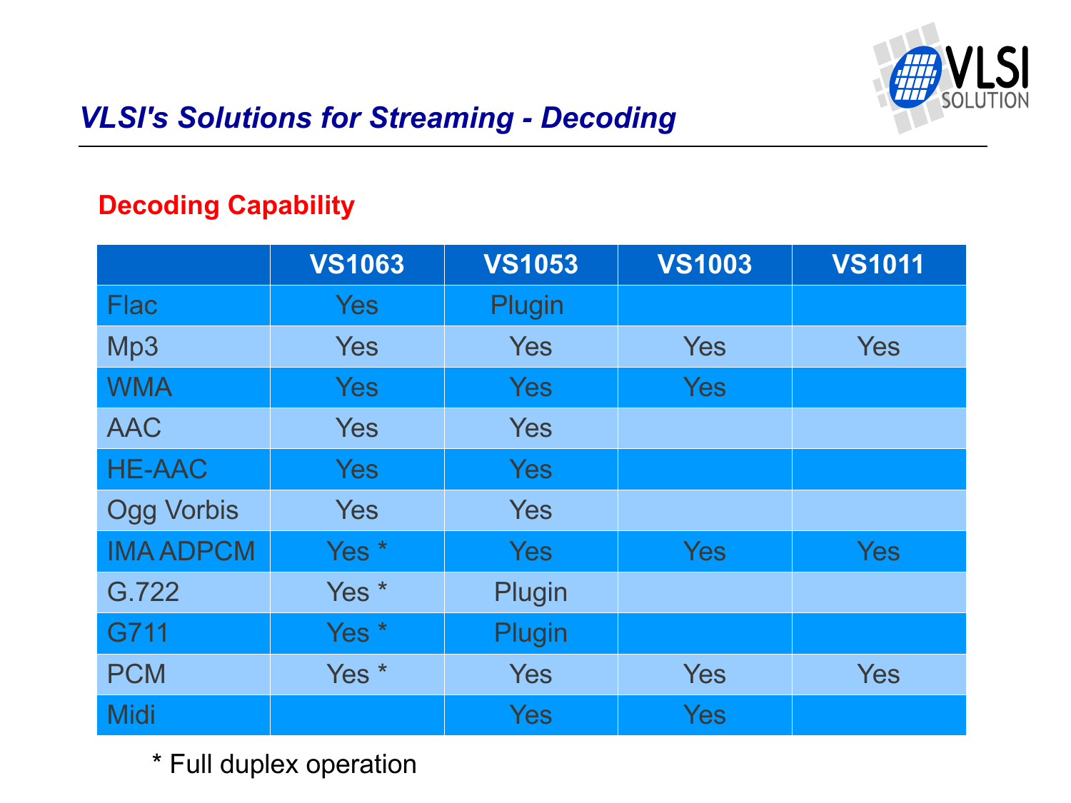# VLSI's Solutions for Streaming - Decoding

## Decoding Capability

| | VS1063 | VS1053 | VS1003 | VS1011 |
|---|---|---|---|---|
| Flac | Yes | Plugin | | |
| Mp3 | Yes | Yes | Yes | Yes |
| WMA | Yes | Yes | Yes | |
| AAC | Yes | Yes | | |
| HE-AAC | Yes | Yes | | |
| Ogg Vorbis | Yes | Yes | | |
| IMA ADPCM | Yes * | Yes | Yes | Yes |
| G.722 | Yes * | Plugin | | |
| G711 | Yes * | Plugin | | |
| PCM | Yes * | Yes | Yes | Yes |
| Midi | | Yes | Yes | |

\* Full duplex operation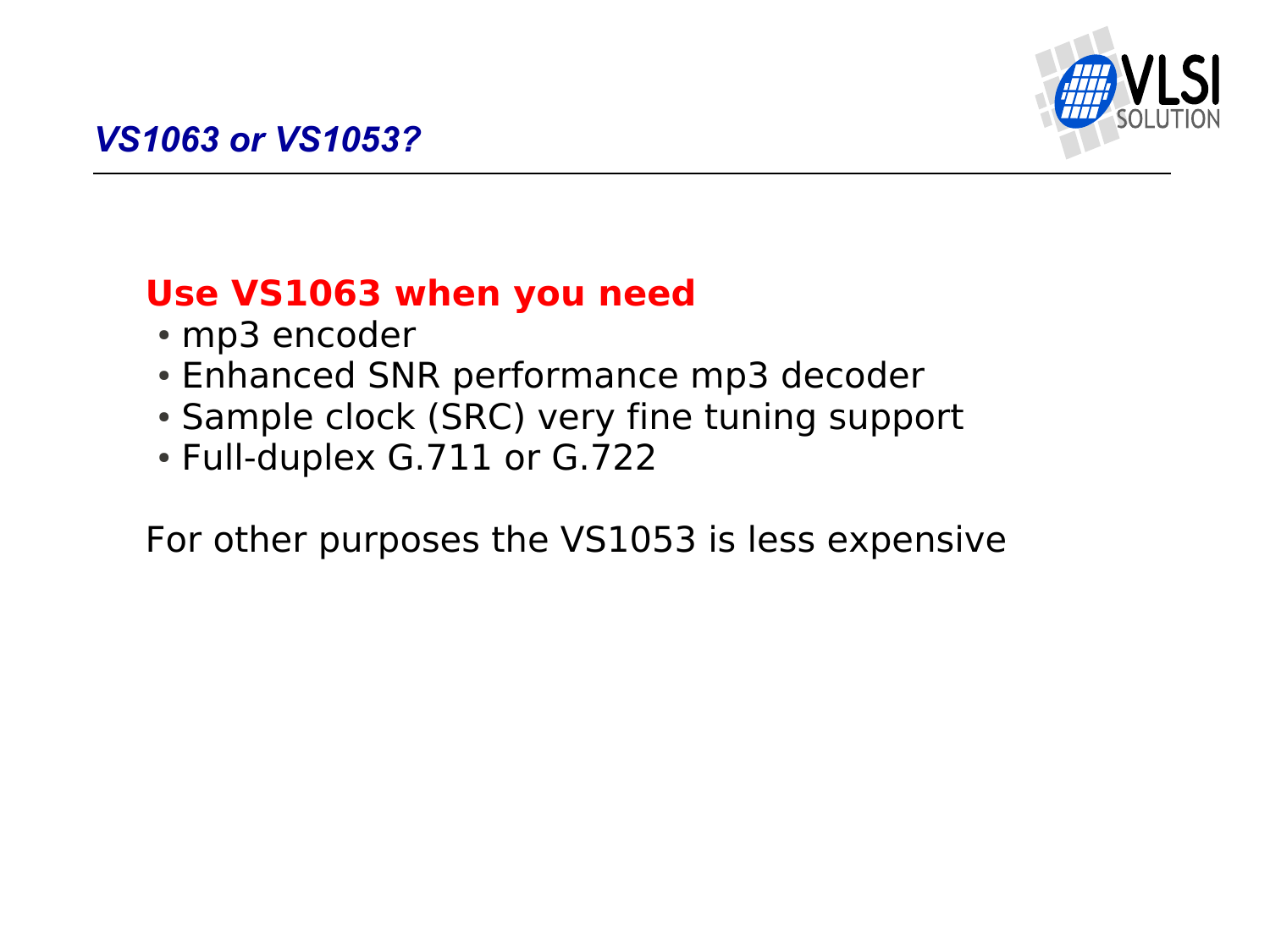## *VS1063 or VS1053?*

**Use VS1063 when you need**

- mp3 encoder
- Enhanced SNR performance mp3 decoder
- Sample clock (SRC) very fine tuning support
- Full-duplex G.711 or G.722

For other purposes the VS1053 is less expensive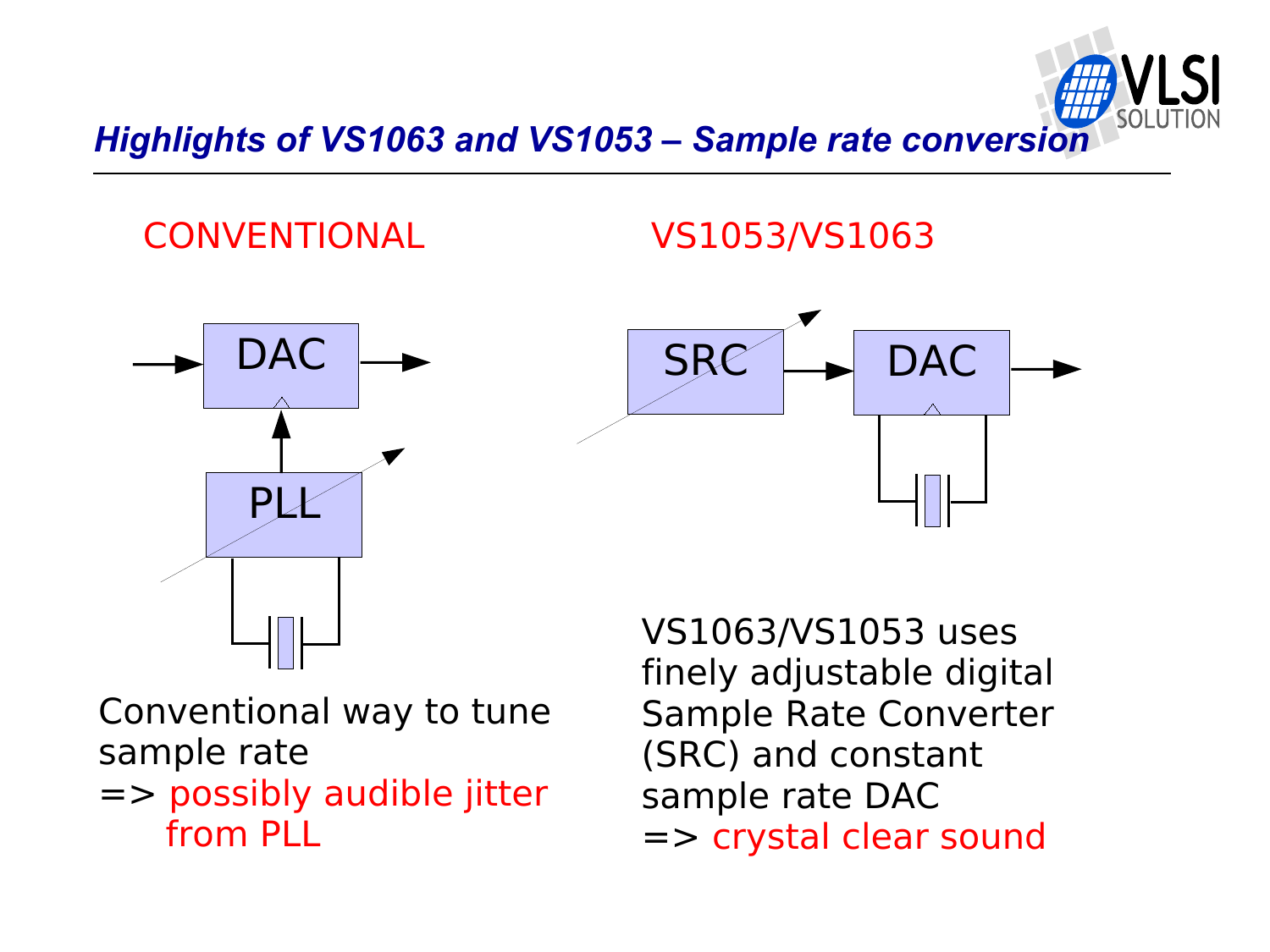## *Highlights of VS1063 and VS1053 – Sample rate conversion*

**CONVENTIONAL**

DAC

PLL

Conventional way to tune sample rate
=> possibly audible jitter from PLL

**VS1053/VS1063**

SRC

DAC

VS1063/VS1053 uses finely adjustable digital Sample Rate Converter (SRC) and constant sample rate DAC
=> crystal clear sound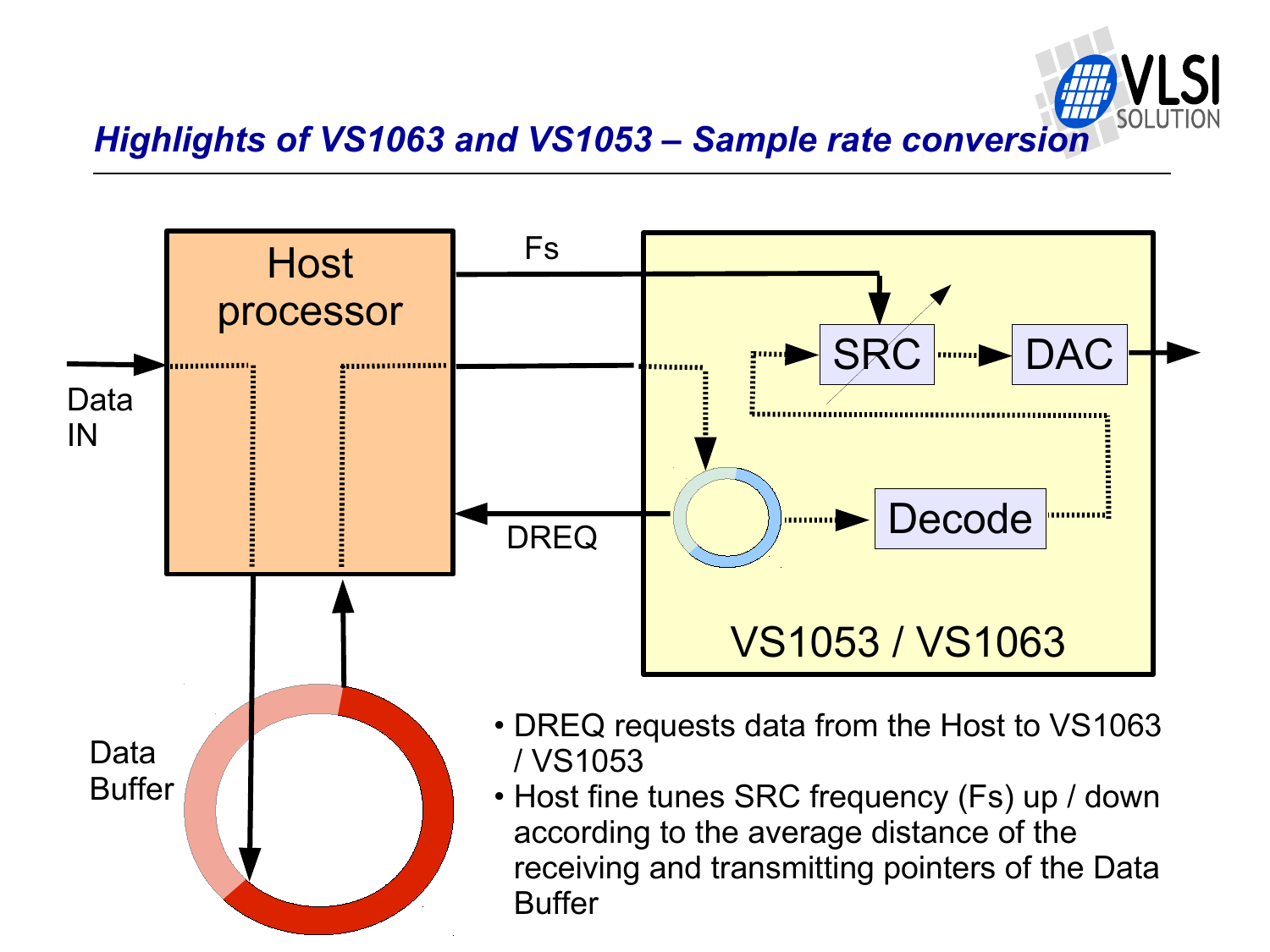# *Highlights of VS1063 and VS1053 – Sample rate conversion*

Fs

Host processor

Data IN

DREQ

SRC

DAC

Decode

VS1053 / VS1063

Data Buffer

- DREQ requests data from the Host to VS1063 / VS1053
- Host fine tunes SRC frequency (Fs) up / down according to the average distance of the receiving and transmitting pointers of the Data Buffer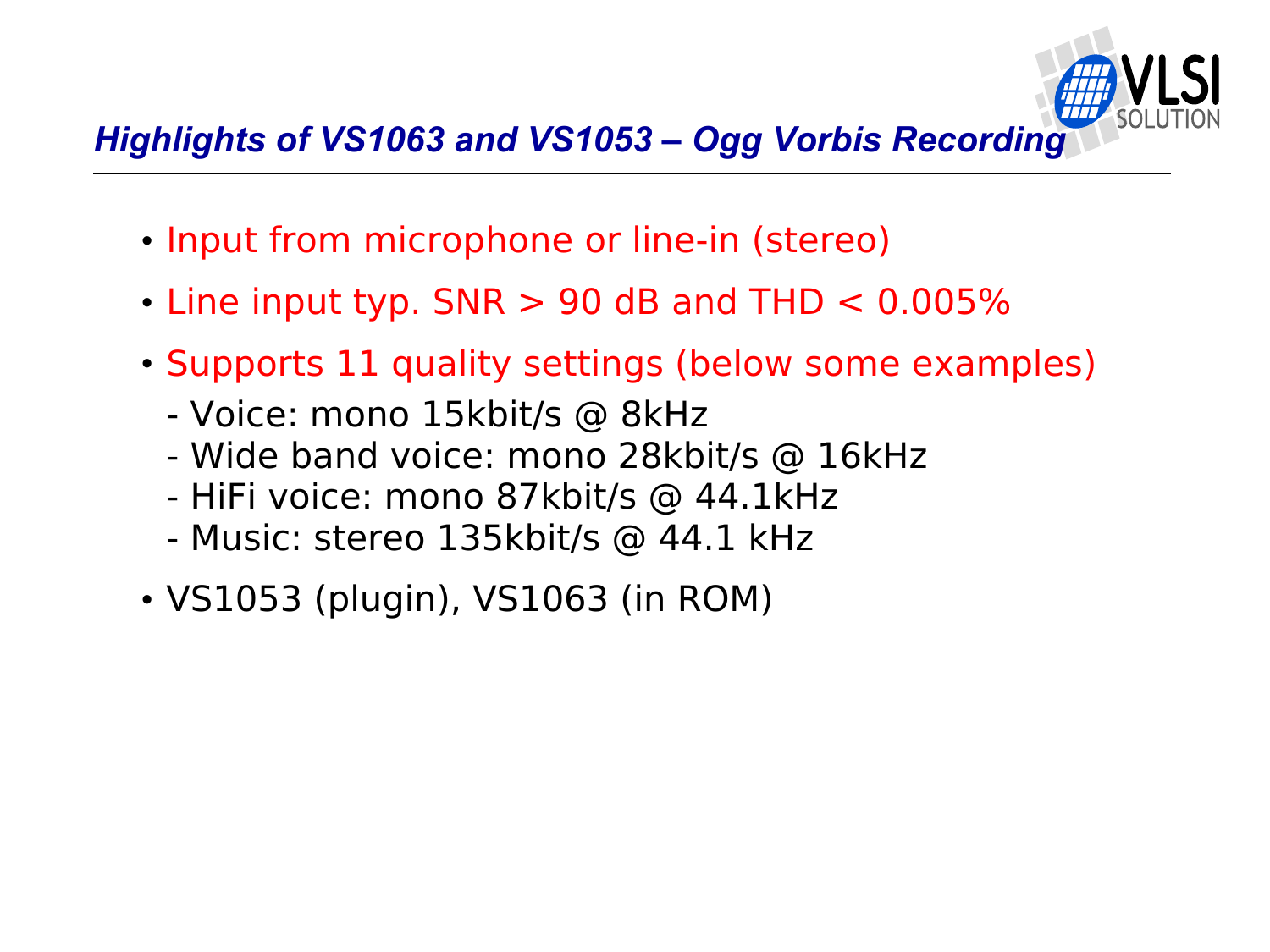# *Highlights of VS1063 and VS1053 – Ogg Vorbis Recording*

- Input from microphone or line-in (stereo)
- Line input typ. SNR > 90 dB and THD < 0.005%
- Supports 11 quality settings (below some examples)
  - Voice: mono 15kbit/s @ 8kHz
  - Wide band voice: mono 28kbit/s @ 16kHz
  - HiFi voice: mono 87kbit/s @ 44.1kHz
  - Music: stereo 135kbit/s @ 44.1 kHz
- VS1053 (plugin), VS1063 (in ROM)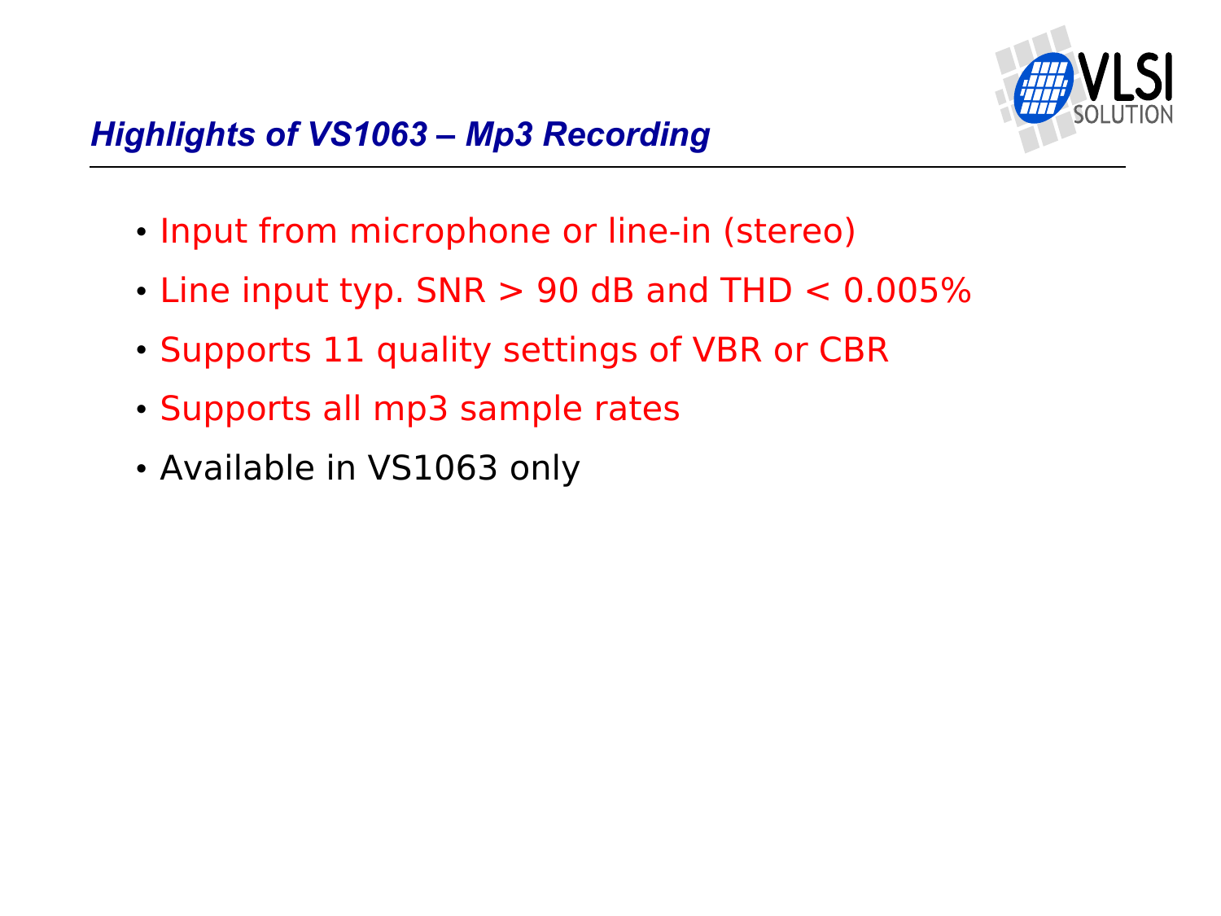## Highlights of VS1063 – Mp3 Recording

- Input from microphone or line-in (stereo)
- Line input typ. SNR > 90 dB and THD < 0.005%
- Supports 11 quality settings of VBR or CBR
- Supports all mp3 sample rates
- Available in VS1063 only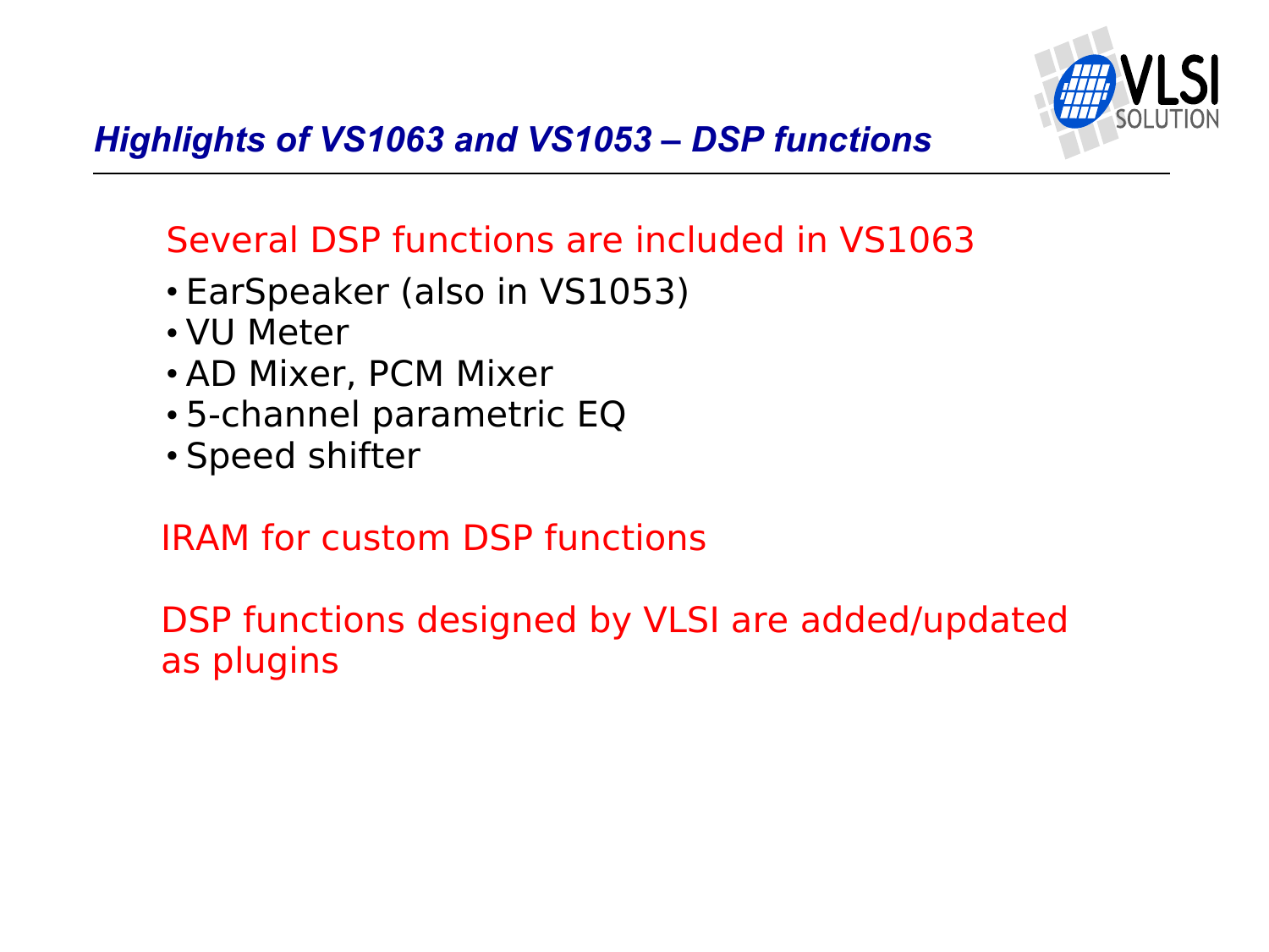## *Highlights of VS1063 and VS1053 – DSP functions*

Several DSP functions are included in VS1063

- EarSpeaker (also in VS1053)
- VU Meter
- AD Mixer, PCM Mixer
- 5-channel parametric EQ
- Speed shifter

IRAM for custom DSP functions

DSP functions designed by VLSI are added/updated as plugins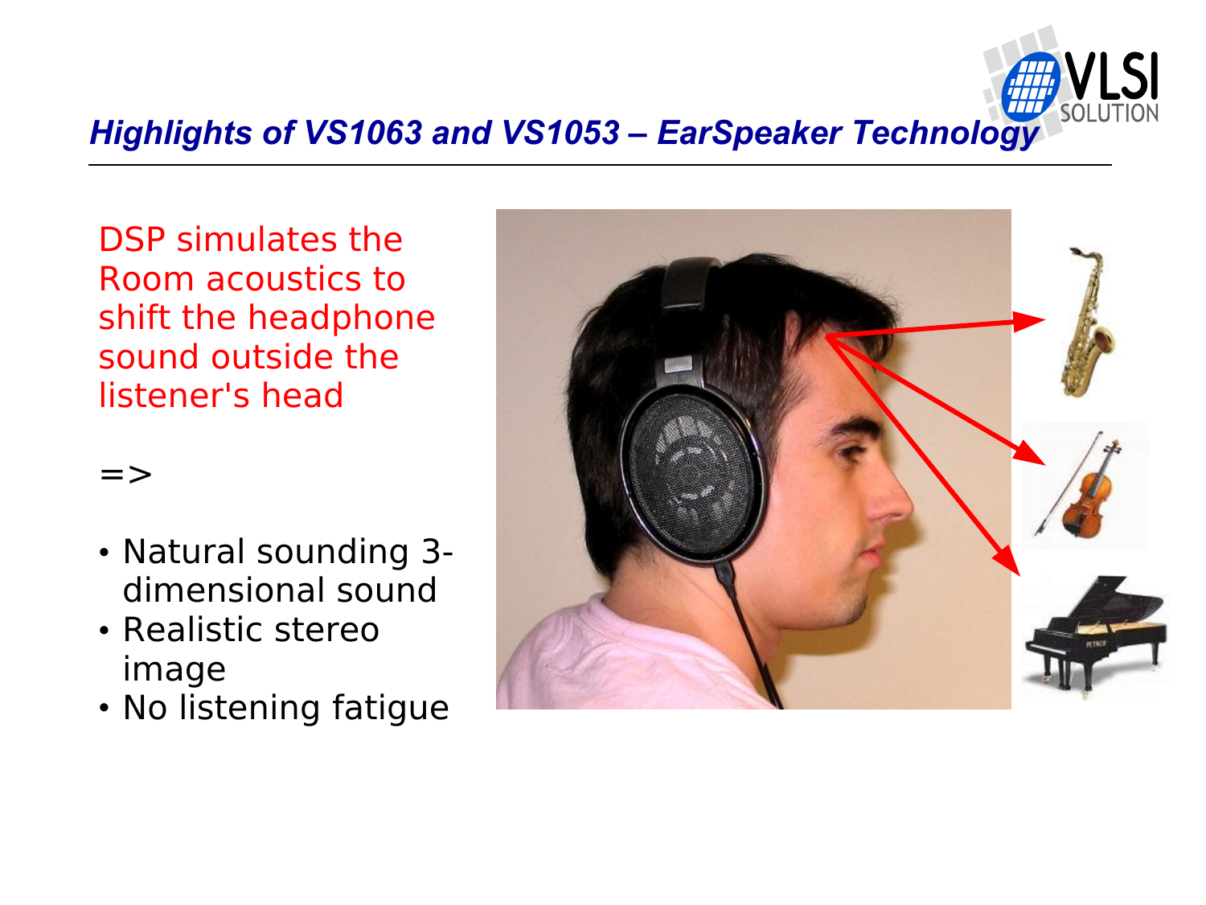## *Highlights of VS1063 and VS1053 – EarSpeaker Technology*

DSP simulates the Room acoustics to shift the headphone sound outside the listener's head

=>

- Natural sounding 3-dimensional sound
- Realistic stereo image
- No listening fatigue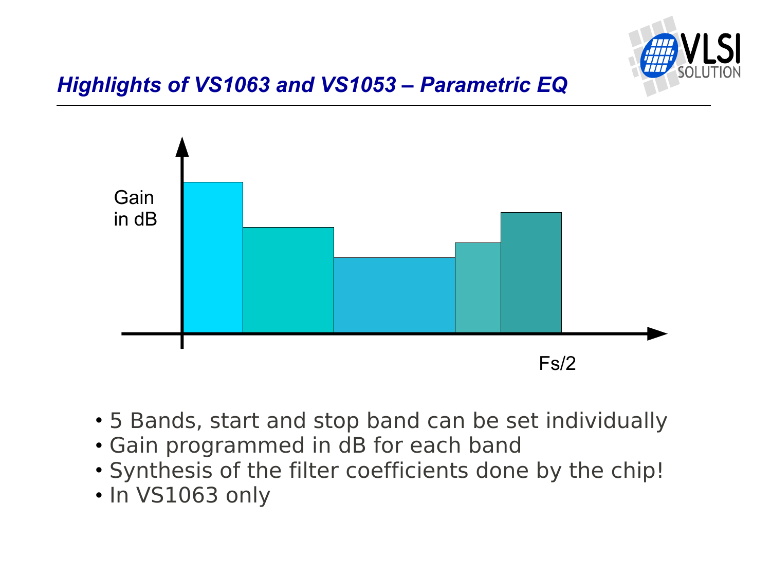## *Highlights of VS1063 and VS1053 – Parametric EQ*

Gain in dB

Fs/2

- 5 Bands, start and stop band can be set individually
- Gain programmed in dB for each band
- Synthesis of the filter coefficients done by the chip!
- In VS1063 only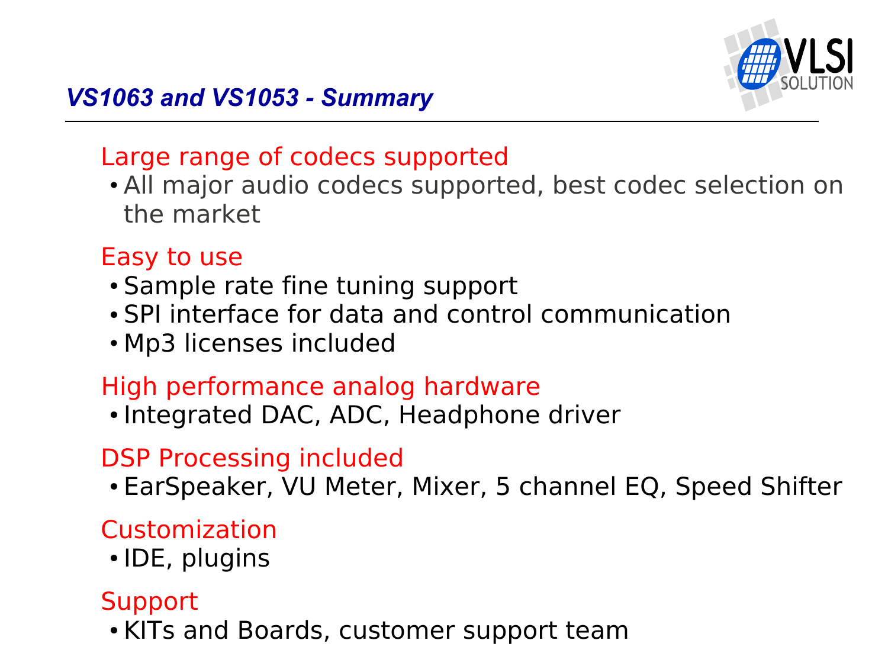## VS1063 and VS1053 - Summary

### Large range of codecs supported

- All major audio codecs supported, best codec selection on the market

### Easy to use

- Sample rate fine tuning support
- SPI interface for data and control communication
- Mp3 licenses included

### High performance analog hardware

- Integrated DAC, ADC, Headphone driver

### DSP Processing included

- EarSpeaker, VU Meter, Mixer, 5 channel EQ, Speed Shifter

### Customization

- IDE, plugins

### Support

- KITs and Boards, customer support team